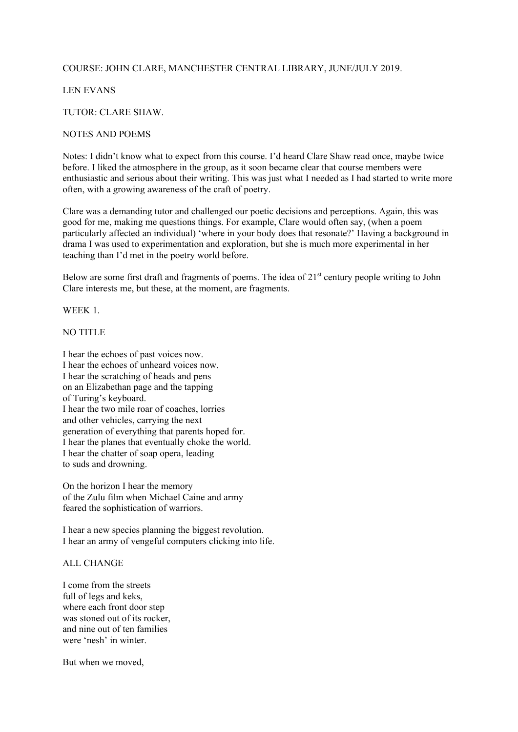COURSE: JOHN CLARE, MANCHESTER CENTRAL LIBRARY, JUNE/JULY 2019.

LEN EVANS

TUTOR: CLARE SHAW.

NOTES AND POEMS

Notes: I didn't know what to expect from this course. I'd heard Clare Shaw read once, maybe twice before. I liked the atmosphere in the group, as it soon became clear that course members were enthusiastic and serious about their writing. This was just what I needed as I had started to write more often, with a growing awareness of the craft of poetry.

Clare was a demanding tutor and challenged our poetic decisions and perceptions. Again, this was good for me, making me questions things. For example, Clare would often say, (when a poem particularly affected an individual) 'where in your body does that resonate?' Having a background in drama I was used to experimentation and exploration, but she is much more experimental in her teaching than I'd met in the poetry world before.

Below are some first draft and fragments of poems. The idea of 21st century people writing to John Clare interests me, but these, at the moment, are fragments.

WEEK 1.

NO TITLE

I hear the echoes of past voices now.  
I hear the echoes of unheard voices now.  
I hear the scratching of heads and pens  
on an Elizabethan page and the tapping  
of Turing's keyboard.  
I hear the two mile roar of coaches, lorries  
and other vehicles, carrying the next  
generation of everything that parents hoped for.  
I hear the planes that eventually choke the world.  
I hear the chatter of soap opera, leading  
to suds and drowning.

On the horizon I hear the memory  
of the Zulu film when Michael Caine and army  
feared the sophistication of warriors.

I hear a new species planning the biggest revolution.  
I hear an army of vengeful computers clicking into life.

ALL CHANGE

I come from the streets  
full of legs and keks,  
where each front door step  
was stoned out of its rocker,  
and nine out of ten families  
were 'nesh' in winter.

But when we moved,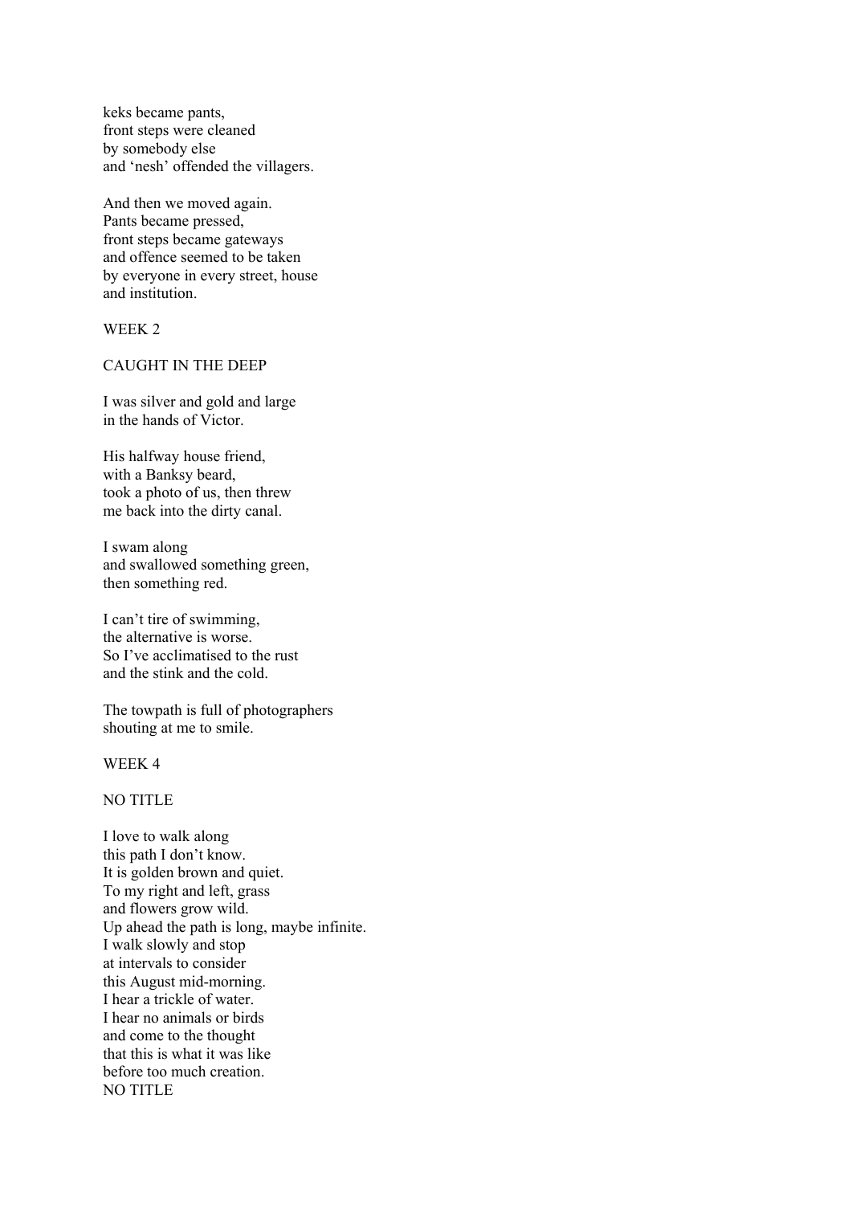keks became pants,
front steps were cleaned
by somebody else
and 'nesh' offended the villagers.

And then we moved again.
Pants became pressed,
front steps became gateways
and offence seemed to be taken
by everyone in every street, house
and institution.

WEEK 2

CAUGHT IN THE DEEP

I was silver and gold and large
in the hands of Victor.

His halfway house friend,
with a Banksy beard,
took a photo of us, then threw
me back into the dirty canal.

I swam along
and swallowed something green,
then something red.

I can't tire of swimming,
the alternative is worse.
So I've acclimatised to the rust
and the stink and the cold.

The towpath is full of photographers
shouting at me to smile.

WEEK 4

NO TITLE

I love to walk along
this path I don't know.
It is golden brown and quiet.
To my right and left, grass
and flowers grow wild.
Up ahead the path is long, maybe infinite.
I walk slowly and stop
at intervals to consider
this August mid-morning.
I hear a trickle of water.
I hear no animals or birds
and come to the thought
that this is what it was like
before too much creation.

NO TITLE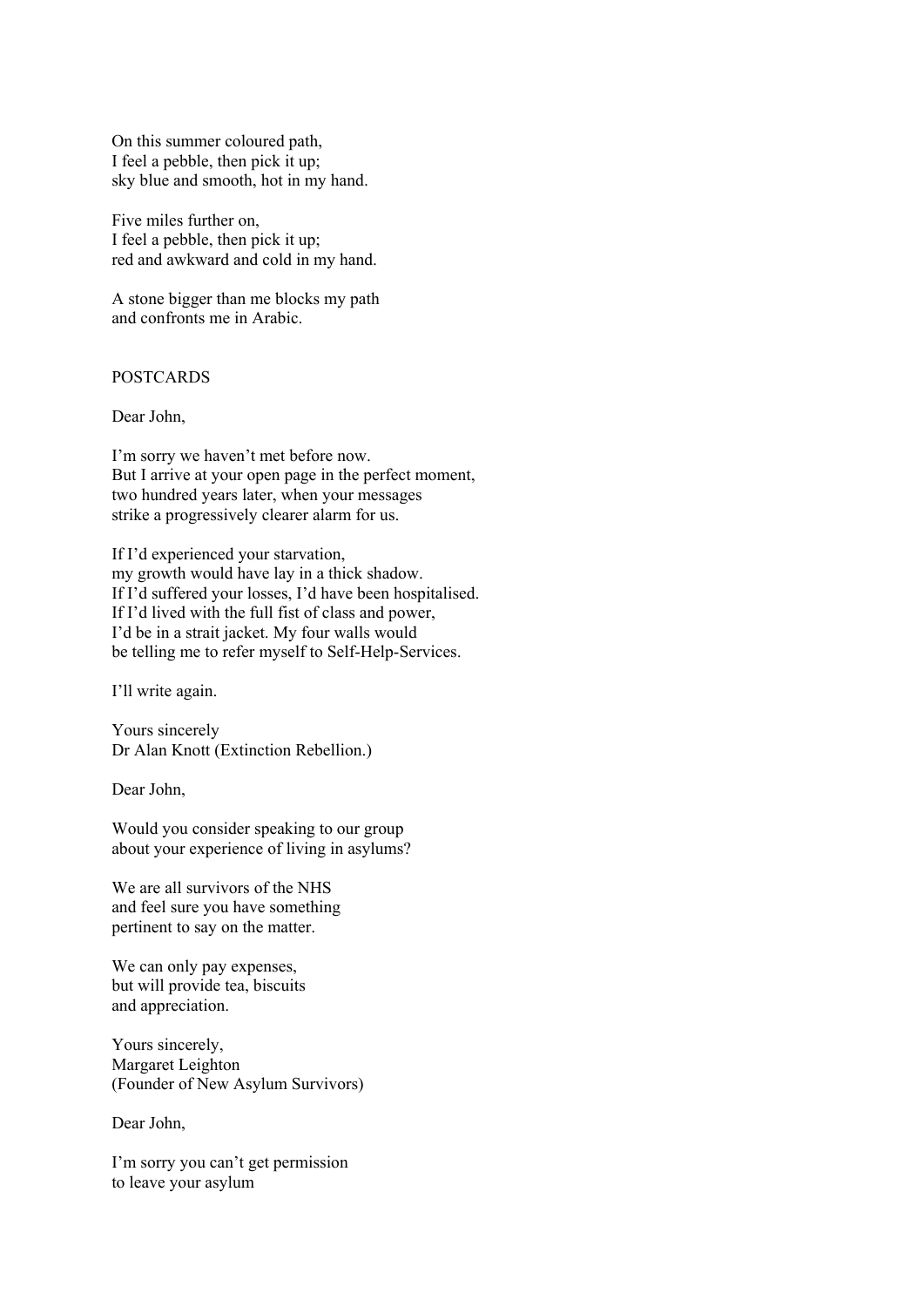On this summer coloured path,
I feel a pebble, then pick it up;
sky blue and smooth, hot in my hand.

Five miles further on,
I feel a pebble, then pick it up;
red and awkward and cold in my hand.

A stone bigger than me blocks my path
and confronts me in Arabic.

## POSTCARDS

Dear John,

I'm sorry we haven't met before now.
But I arrive at your open page in the perfect moment,
two hundred years later, when your messages
strike a progressively clearer alarm for us.

If I'd experienced your starvation,
my growth would have lay in a thick shadow.
If I'd suffered your losses, I'd have been hospitalised.
If I'd lived with the full fist of class and power,
I'd be in a strait jacket. My four walls would
be telling me to refer myself to Self-Help-Services.

I'll write again.

Yours sincerely
Dr Alan Knott (Extinction Rebellion.)

Dear John,

Would you consider speaking to our group
about your experience of living in asylums?

We are all survivors of the NHS
and feel sure you have something
pertinent to say on the matter.

We can only pay expenses,
but will provide tea, biscuits
and appreciation.

Yours sincerely,
Margaret Leighton
(Founder of New Asylum Survivors)

Dear John,

I'm sorry you can't get permission
to leave your asylum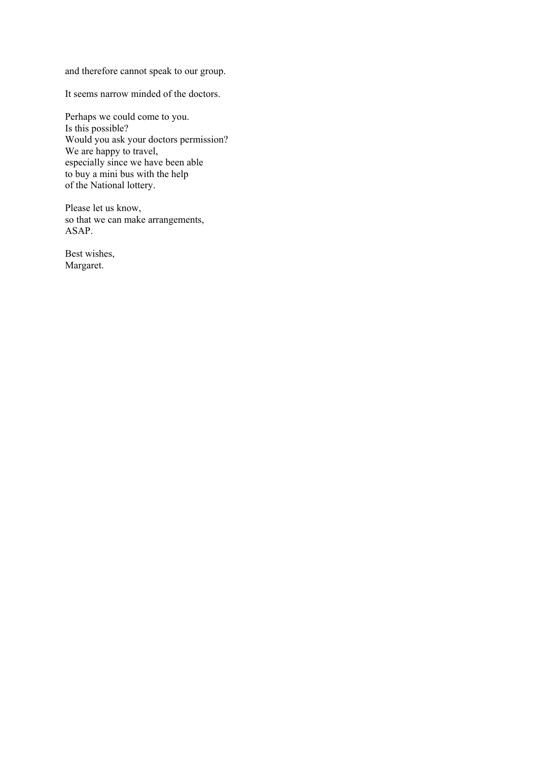and therefore cannot speak to our group.

It seems narrow minded of the doctors.

Perhaps we could come to you.
Is this possible?
Would you ask your doctors permission?
We are happy to travel,
especially since we have been able
to buy a mini bus with the help
of the National lottery.

Please let us know,
so that we can make arrangements,
ASAP.

Best wishes,
Margaret.